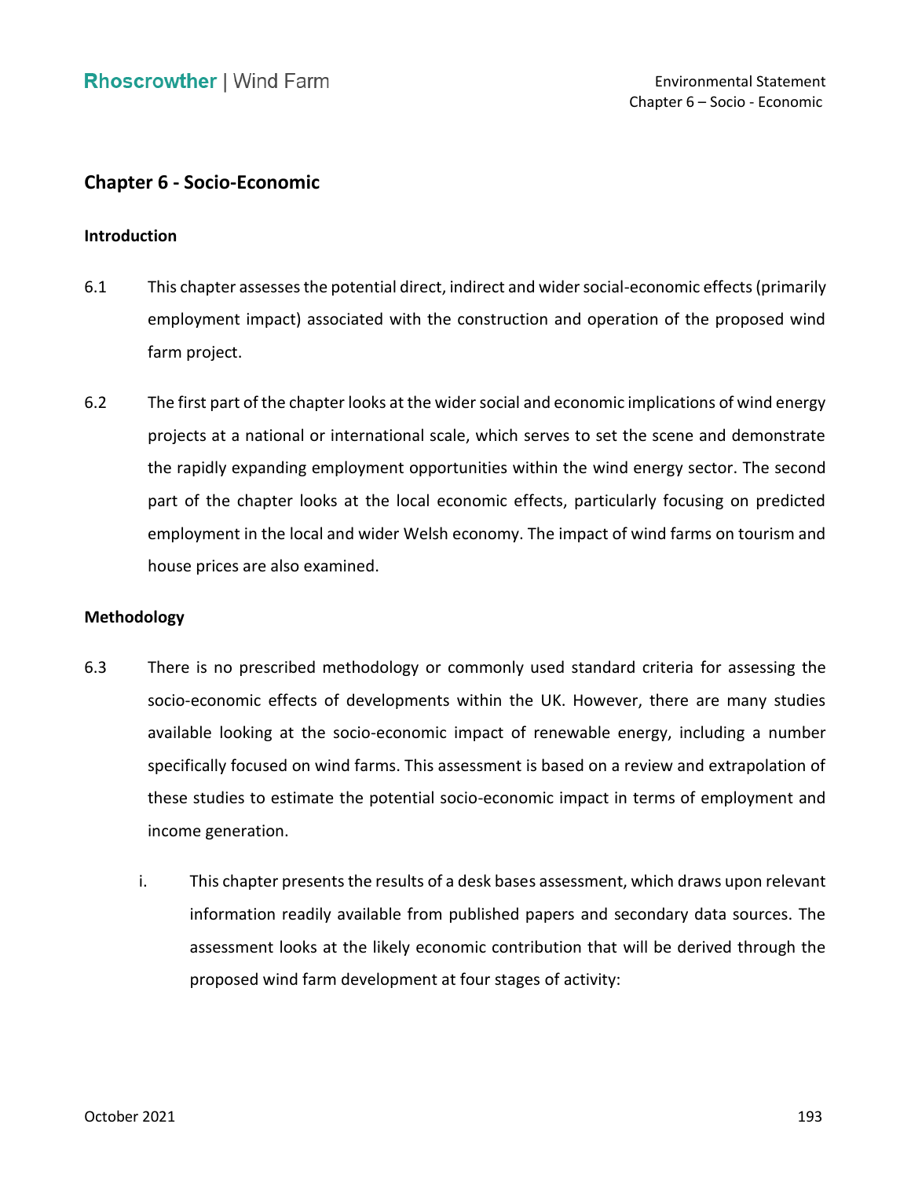## Chapter 6 - Socio-Economic

### Introduction

6.1 This chapter assesses the potential direct, indirect and wider social-economic effects (primarily employment impact) associated with the construction and operation of the proposed wind farm project.

6.2 The first part of the chapter looks at the wider social and economic implications of wind energy projects at a national or international scale, which serves to set the scene and demonstrate the rapidly expanding employment opportunities within the wind energy sector. The second part of the chapter looks at the local economic effects, particularly focusing on predicted employment in the local and wider Welsh economy. The impact of wind farms on tourism and house prices are also examined.

### Methodology

6.3 There is no prescribed methodology or commonly used standard criteria for assessing the socio-economic effects of developments within the UK. However, there are many studies available looking at the socio-economic impact of renewable energy, including a number specifically focused on wind farms. This assessment is based on a review and extrapolation of these studies to estimate the potential socio-economic impact in terms of employment and income generation.

i. This chapter presents the results of a desk bases assessment, which draws upon relevant information readily available from published papers and secondary data sources. The assessment looks at the likely economic contribution that will be derived through the proposed wind farm development at four stages of activity: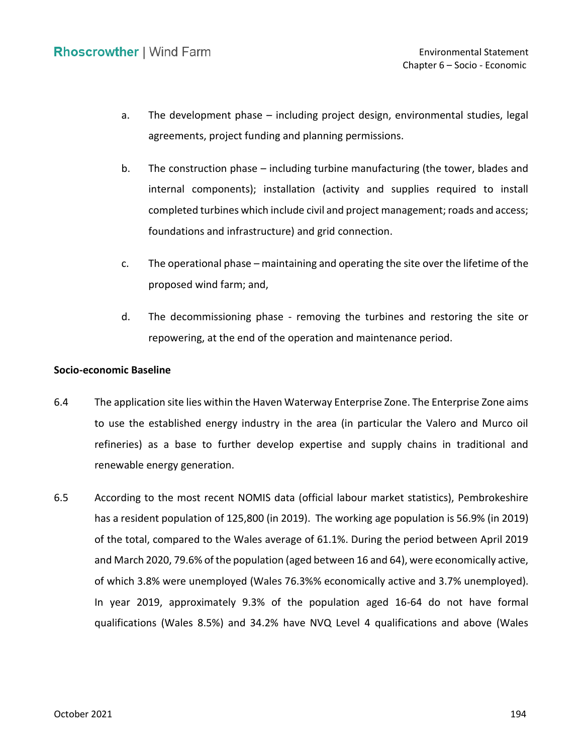a. The development phase – including project design, environmental studies, legal agreements, project funding and planning permissions.

b. The construction phase – including turbine manufacturing (the tower, blades and internal components); installation (activity and supplies required to install completed turbines which include civil and project management; roads and access; foundations and infrastructure) and grid connection.

c. The operational phase – maintaining and operating the site over the lifetime of the proposed wind farm; and,

d. The decommissioning phase - removing the turbines and restoring the site or repowering, at the end of the operation and maintenance period.

**Socio-economic Baseline**

6.4 The application site lies within the Haven Waterway Enterprise Zone. The Enterprise Zone aims to use the established energy industry in the area (in particular the Valero and Murco oil refineries) as a base to further develop expertise and supply chains in traditional and renewable energy generation.

6.5 According to the most recent NOMIS data (official labour market statistics), Pembrokeshire has a resident population of 125,800 (in 2019). The working age population is 56.9% (in 2019) of the total, compared to the Wales average of 61.1%. During the period between April 2019 and March 2020, 79.6% of the population (aged between 16 and 64), were economically active, of which 3.8% were unemployed (Wales 76.3%% economically active and 3.7% unemployed). In year 2019, approximately 9.3% of the population aged 16-64 do not have formal qualifications (Wales 8.5%) and 34.2% have NVQ Level 4 qualifications and above (Wales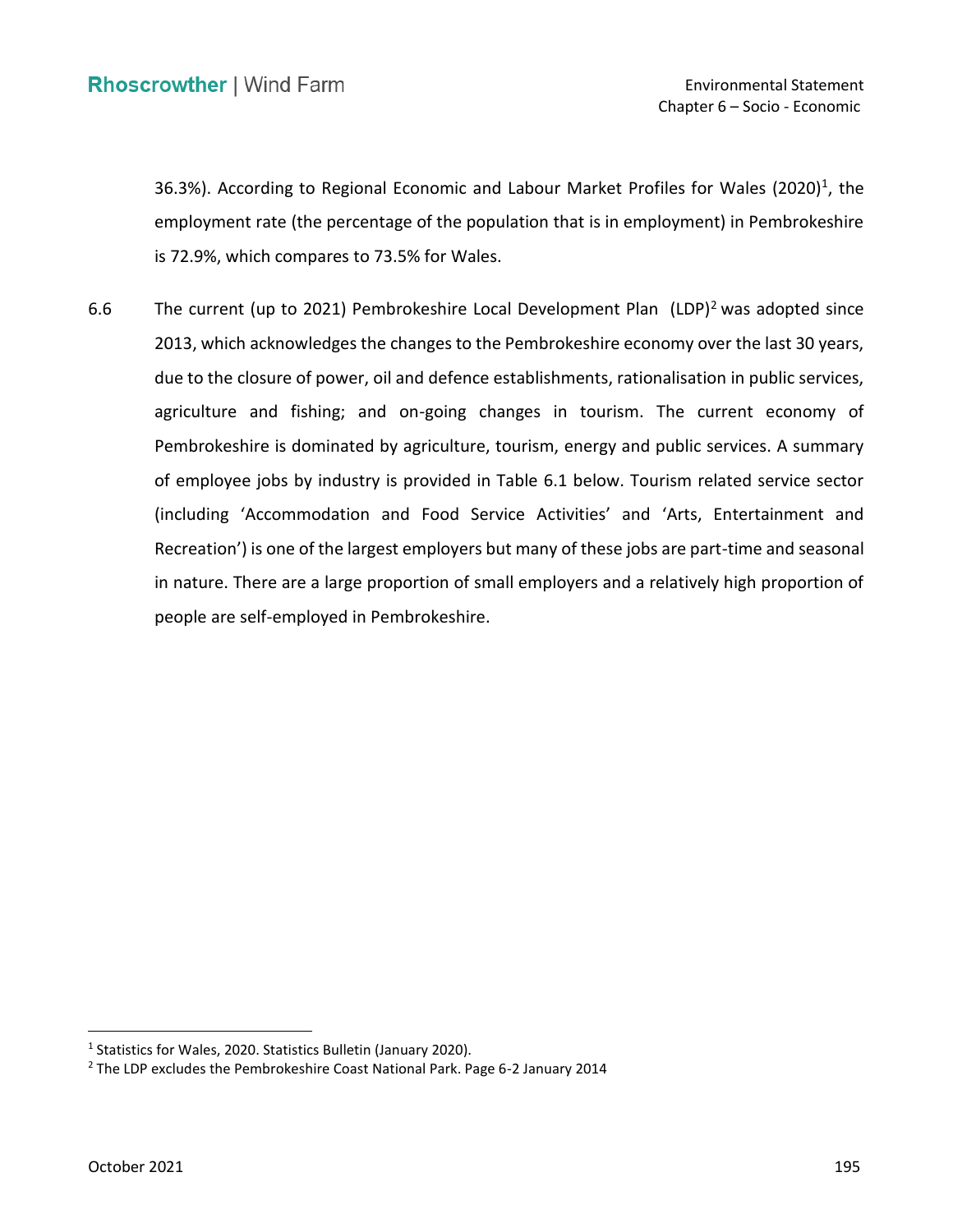36.3%). According to Regional Economic and Labour Market Profiles for Wales (2020)[1], the employment rate (the percentage of the population that is in employment) in Pembrokeshire is 72.9%, which compares to 73.5% for Wales.

6.6 The current (up to 2021) Pembrokeshire Local Development Plan (LDP)[2] was adopted since 2013, which acknowledges the changes to the Pembrokeshire economy over the last 30 years, due to the closure of power, oil and defence establishments, rationalisation in public services, agriculture and fishing; and on-going changes in tourism. The current economy of Pembrokeshire is dominated by agriculture, tourism, energy and public services. A summary of employee jobs by industry is provided in Table 6.1 below. Tourism related service sector (including 'Accommodation and Food Service Activities' and 'Arts, Entertainment and Recreation') is one of the largest employers but many of these jobs are part-time and seasonal in nature. There are a large proportion of small employers and a relatively high proportion of people are self-employed in Pembrokeshire.

[1] Statistics for Wales, 2020. Statistics Bulletin (January 2020).

[2] The LDP excludes the Pembrokeshire Coast National Park. Page 6-2 January 2014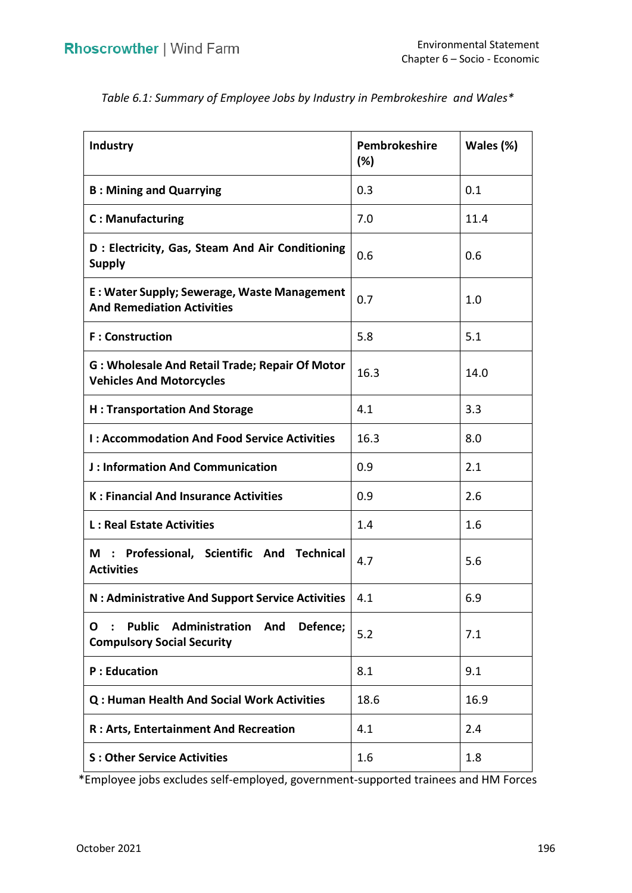*Table 6.1: Summary of Employee Jobs by Industry in Pembrokeshire and Wales**

| Industry | Pembrokeshire (%) | Wales (%) |
|---|---|---|
| **B : Mining and Quarrying** | 0.3 | 0.1 |
| **C : Manufacturing** | 7.0 | 11.4 |
| **D : Electricity, Gas, Steam And Air Conditioning Supply** | 0.6 | 0.6 |
| **E : Water Supply; Sewerage, Waste Management And Remediation Activities** | 0.7 | 1.0 |
| **F : Construction** | 5.8 | 5.1 |
| **G : Wholesale And Retail Trade; Repair Of Motor Vehicles And Motorcycles** | 16.3 | 14.0 |
| **H : Transportation And Storage** | 4.1 | 3.3 |
| **I : Accommodation And Food Service Activities** | 16.3 | 8.0 |
| **J : Information And Communication** | 0.9 | 2.1 |
| **K : Financial And Insurance Activities** | 0.9 | 2.6 |
| **L : Real Estate Activities** | 1.4 | 1.6 |
| **M : Professional, Scientific And Technical Activities** | 4.7 | 5.6 |
| **N : Administrative And Support Service Activities** | 4.1 | 6.9 |
| **O : Public Administration And Defence; Compulsory Social Security** | 5.2 | 7.1 |
| **P : Education** | 8.1 | 9.1 |
| **Q : Human Health And Social Work Activities** | 18.6 | 16.9 |
| **R : Arts, Entertainment And Recreation** | 4.1 | 2.4 |
| **S : Other Service Activities** | 1.6 | 1.8 |

*Employee jobs excludes self-employed, government-supported trainees and HM Forces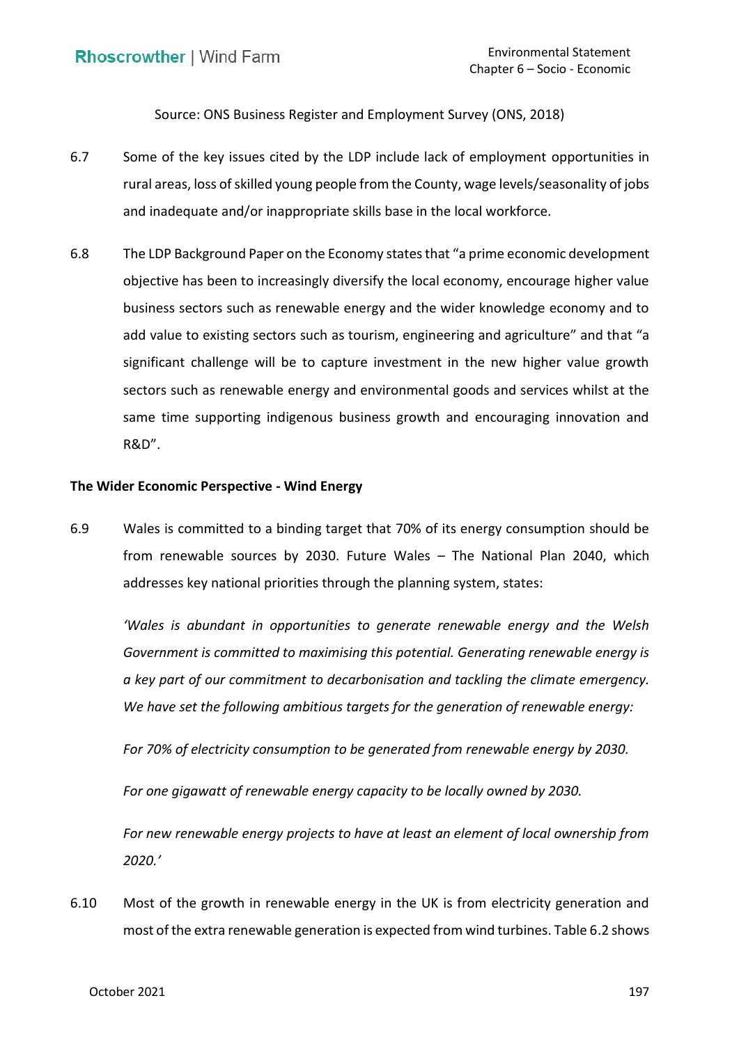Source: ONS Business Register and Employment Survey (ONS, 2018)

6.7 Some of the key issues cited by the LDP include lack of employment opportunities in rural areas, loss of skilled young people from the County, wage levels/seasonality of jobs and inadequate and/or inappropriate skills base in the local workforce.

6.8 The LDP Background Paper on the Economy states that "a prime economic development objective has been to increasingly diversify the local economy, encourage higher value business sectors such as renewable energy and the wider knowledge economy and to add value to existing sectors such as tourism, engineering and agriculture" and that "a significant challenge will be to capture investment in the new higher value growth sectors such as renewable energy and environmental goods and services whilst at the same time supporting indigenous business growth and encouraging innovation and R&D".

**The Wider Economic Perspective - Wind Energy**

6.9 Wales is committed to a binding target that 70% of its energy consumption should be from renewable sources by 2030. Future Wales – The National Plan 2040, which addresses key national priorities through the planning system, states:

*'Wales is abundant in opportunities to generate renewable energy and the Welsh Government is committed to maximising this potential. Generating renewable energy is a key part of our commitment to decarbonisation and tackling the climate emergency. We have set the following ambitious targets for the generation of renewable energy:*

*For 70% of electricity consumption to be generated from renewable energy by 2030.*

*For one gigawatt of renewable energy capacity to be locally owned by 2030.*

*For new renewable energy projects to have at least an element of local ownership from 2020.'*

6.10 Most of the growth in renewable energy in the UK is from electricity generation and most of the extra renewable generation is expected from wind turbines. Table 6.2 shows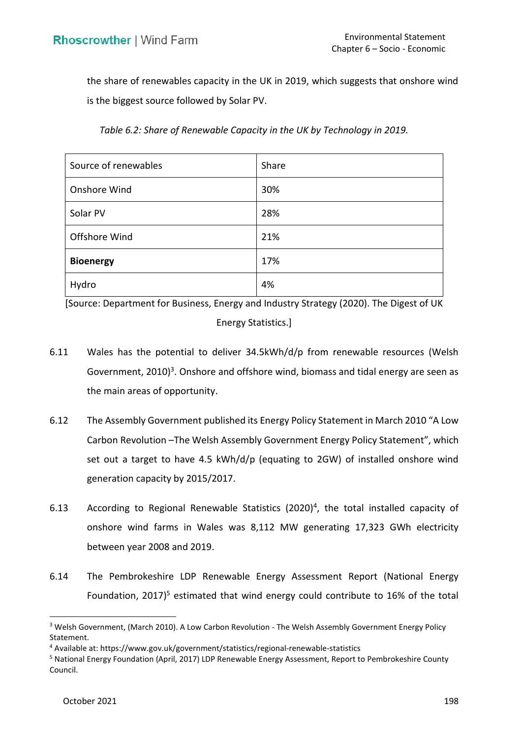the share of renewables capacity in the UK in 2019, which suggests that onshore wind is the biggest source followed by Solar PV.

*Table 6.2: Share of Renewable Capacity in the UK by Technology in 2019.*

| Source of renewables | Share |
|---|---|
| Onshore Wind | 30% |
| Solar PV | 28% |
| Offshore Wind | 21% |
| **Bioenergy** | 17% |
| Hydro | 4% |

[Source: Department for Business, Energy and Industry Strategy (2020). The Digest of UK Energy Statistics.]

6.11 Wales has the potential to deliver 34.5kWh/d/p from renewable resources (Welsh Government, 2010)[3]. Onshore and offshore wind, biomass and tidal energy are seen as the main areas of opportunity.

6.12 The Assembly Government published its Energy Policy Statement in March 2010 "A Low Carbon Revolution –The Welsh Assembly Government Energy Policy Statement", which set out a target to have 4.5 kWh/d/p (equating to 2GW) of installed onshore wind generation capacity by 2015/2017.

6.13 According to Regional Renewable Statistics (2020)[4], the total installed capacity of onshore wind farms in Wales was 8,112 MW generating 17,323 GWh electricity between year 2008 and 2019.

6.14 The Pembrokeshire LDP Renewable Energy Assessment Report (National Energy Foundation, 2017)[5] estimated that wind energy could contribute to 16% of the total

[3] Welsh Government, (March 2010). A Low Carbon Revolution - The Welsh Assembly Government Energy Policy Statement.

[4] Available at: https://www.gov.uk/government/statistics/regional-renewable-statistics

[5] National Energy Foundation (April, 2017) LDP Renewable Energy Assessment, Report to Pembrokeshire County Council.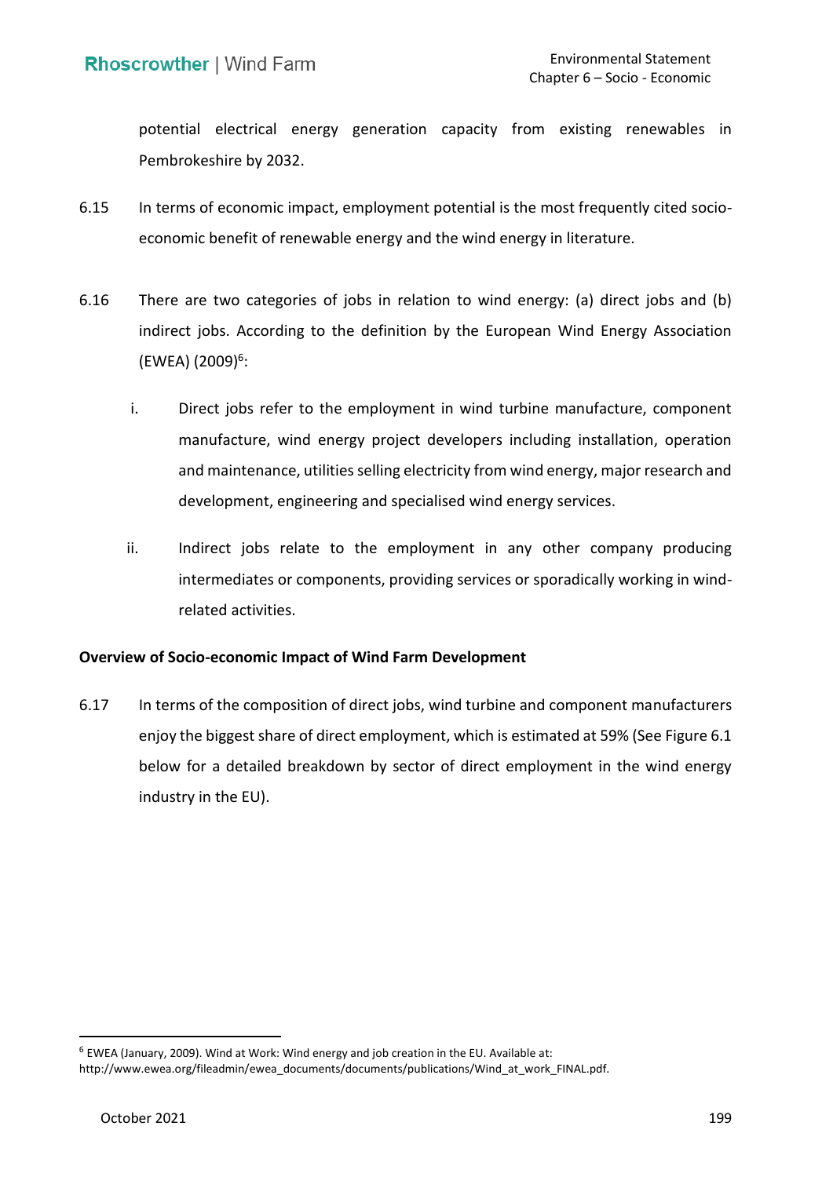potential electrical energy generation capacity from existing renewables in Pembrokeshire by 2032.

6.15 In terms of economic impact, employment potential is the most frequently cited socio-economic benefit of renewable energy and the wind energy in literature.

6.16 There are two categories of jobs in relation to wind energy: (a) direct jobs and (b) indirect jobs. According to the definition by the European Wind Energy Association (EWEA) (2009)[6]:

i. Direct jobs refer to the employment in wind turbine manufacture, component manufacture, wind energy project developers including installation, operation and maintenance, utilities selling electricity from wind energy, major research and development, engineering and specialised wind energy services.

ii. Indirect jobs relate to the employment in any other company producing intermediates or components, providing services or sporadically working in wind-related activities.

**Overview of Socio-economic Impact of Wind Farm Development**

6.17 In terms of the composition of direct jobs, wind turbine and component manufacturers enjoy the biggest share of direct employment, which is estimated at 59% (See Figure 6.1 below for a detailed breakdown by sector of direct employment in the wind energy industry in the EU).

[6] EWEA (January, 2009). Wind at Work: Wind energy and job creation in the EU. Available at: http://www.ewea.org/fileadmin/ewea_documents/documents/publications/Wind_at_work_FINAL.pdf.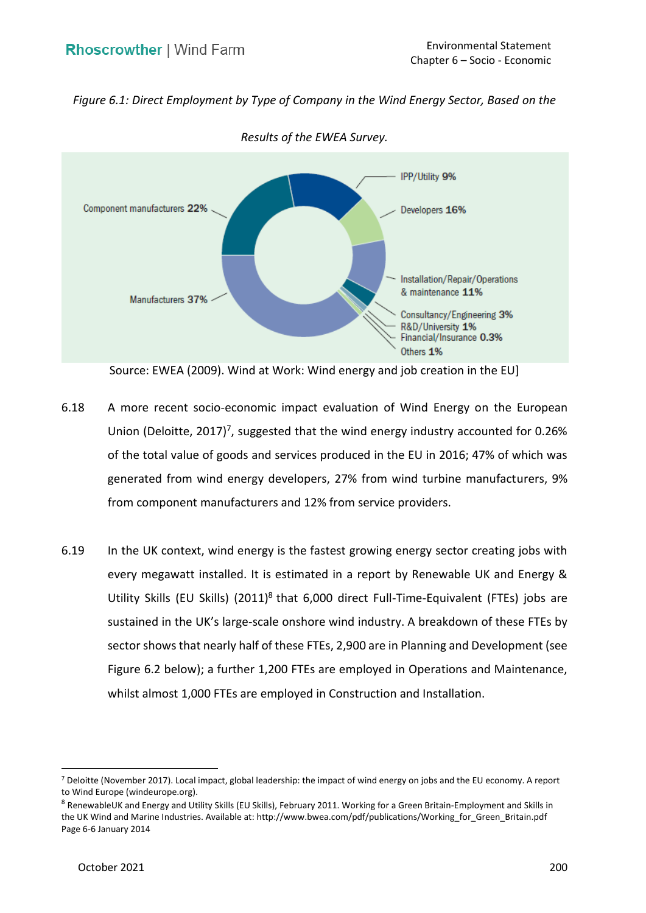*Figure 6.1: Direct Employment by Type of Company in the Wind Energy Sector, Based on the Results of the EWEA Survey.*

Source: EWEA (2009). Wind at Work: Wind energy and job creation in the EU]

6.18 A more recent socio-economic impact evaluation of Wind Energy on the European Union (Deloitte, 2017)[7], suggested that the wind energy industry accounted for 0.26% of the total value of goods and services produced in the EU in 2016; 47% of which was generated from wind energy developers, 27% from wind turbine manufacturers, 9% from component manufacturers and 12% from service providers.

6.19 In the UK context, wind energy is the fastest growing energy sector creating jobs with every megawatt installed. It is estimated in a report by Renewable UK and Energy & Utility Skills (EU Skills) (2011)[8] that 6,000 direct Full-Time-Equivalent (FTEs) jobs are sustained in the UK's large-scale onshore wind industry. A breakdown of these FTEs by sector shows that nearly half of these FTEs, 2,900 are in Planning and Development (see Figure 6.2 below); a further 1,200 FTEs are employed in Operations and Maintenance, whilst almost 1,000 FTEs are employed in Construction and Installation.

---

[7] Deloitte (November 2017). Local impact, global leadership: the impact of wind energy on jobs and the EU economy. A report to Wind Europe (windeurope.org).

[8] RenewableUK and Energy and Utility Skills (EU Skills), February 2011. Working for a Green Britain-Employment and Skills in the UK Wind and Marine Industries. Available at: http://www.bwea.com/pdf/publications/Working_for_Green_Britain.pdf Page 6-6 January 2014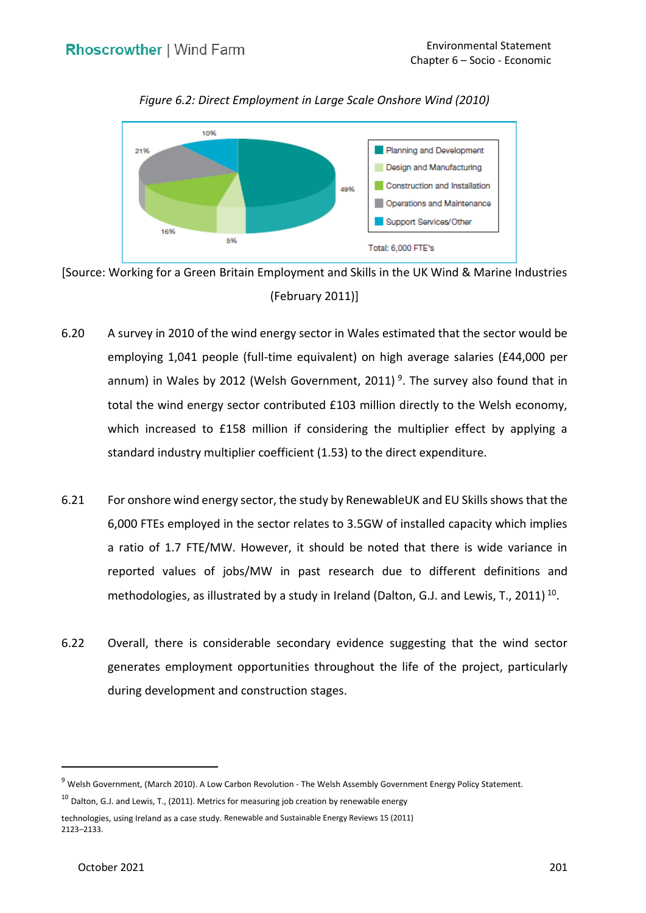*Figure 6.2: Direct Employment in Large Scale Onshore Wind (2010)*

| Category | Share |
|---|---|
| Planning and Development | 49% |
| Design and Manufacturing | 5% |
| Construction and Installation | 16% |
| Operations and Maintenance | 21% |
| Support Services/Other | 10% |

Total: 6,000 FTE's

[Source: Working for a Green Britain Employment and Skills in the UK Wind & Marine Industries (February 2011)]

6.20 A survey in 2010 of the wind energy sector in Wales estimated that the sector would be employing 1,041 people (full-time equivalent) on high average salaries (£44,000 per annum) in Wales by 2012 (Welsh Government, 2011) [9]. The survey also found that in total the wind energy sector contributed £103 million directly to the Welsh economy, which increased to £158 million if considering the multiplier effect by applying a standard industry multiplier coefficient (1.53) to the direct expenditure.

6.21 For onshore wind energy sector, the study by RenewableUK and EU Skills shows that the 6,000 FTEs employed in the sector relates to 3.5GW of installed capacity which implies a ratio of 1.7 FTE/MW. However, it should be noted that there is wide variance in reported values of jobs/MW in past research due to different definitions and methodologies, as illustrated by a study in Ireland (Dalton, G.J. and Lewis, T., 2011) [10].

6.22 Overall, there is considerable secondary evidence suggesting that the wind sector generates employment opportunities throughout the life of the project, particularly during development and construction stages.

---

[9] Welsh Government, (March 2010). A Low Carbon Revolution - The Welsh Assembly Government Energy Policy Statement.

[10] Dalton, G.J. and Lewis, T., (2011). Metrics for measuring job creation by renewable energy technologies, using Ireland as a case study. Renewable and Sustainable Energy Reviews 15 (2011) 2123–2133.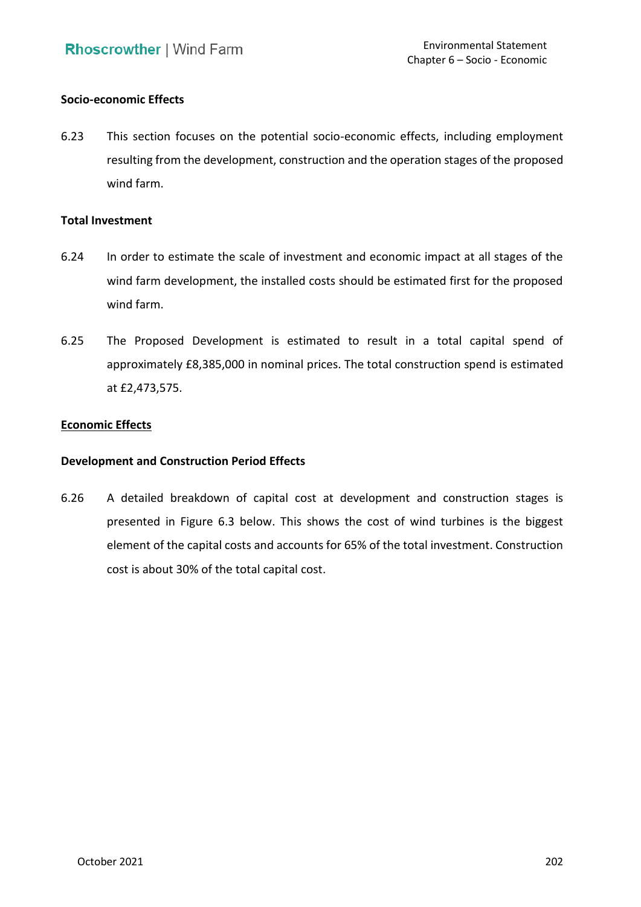**Socio-economic Effects**

6.23 This section focuses on the potential socio-economic effects, including employment resulting from the development, construction and the operation stages of the proposed wind farm.

**Total Investment**

6.24 In order to estimate the scale of investment and economic impact at all stages of the wind farm development, the installed costs should be estimated first for the proposed wind farm.

6.25 The Proposed Development is estimated to result in a total capital spend of approximately £8,385,000 in nominal prices. The total construction spend is estimated at £2,473,575.

**Economic Effects**

**Development and Construction Period Effects**

6.26 A detailed breakdown of capital cost at development and construction stages is presented in Figure 6.3 below. This shows the cost of wind turbines is the biggest element of the capital costs and accounts for 65% of the total investment. Construction cost is about 30% of the total capital cost.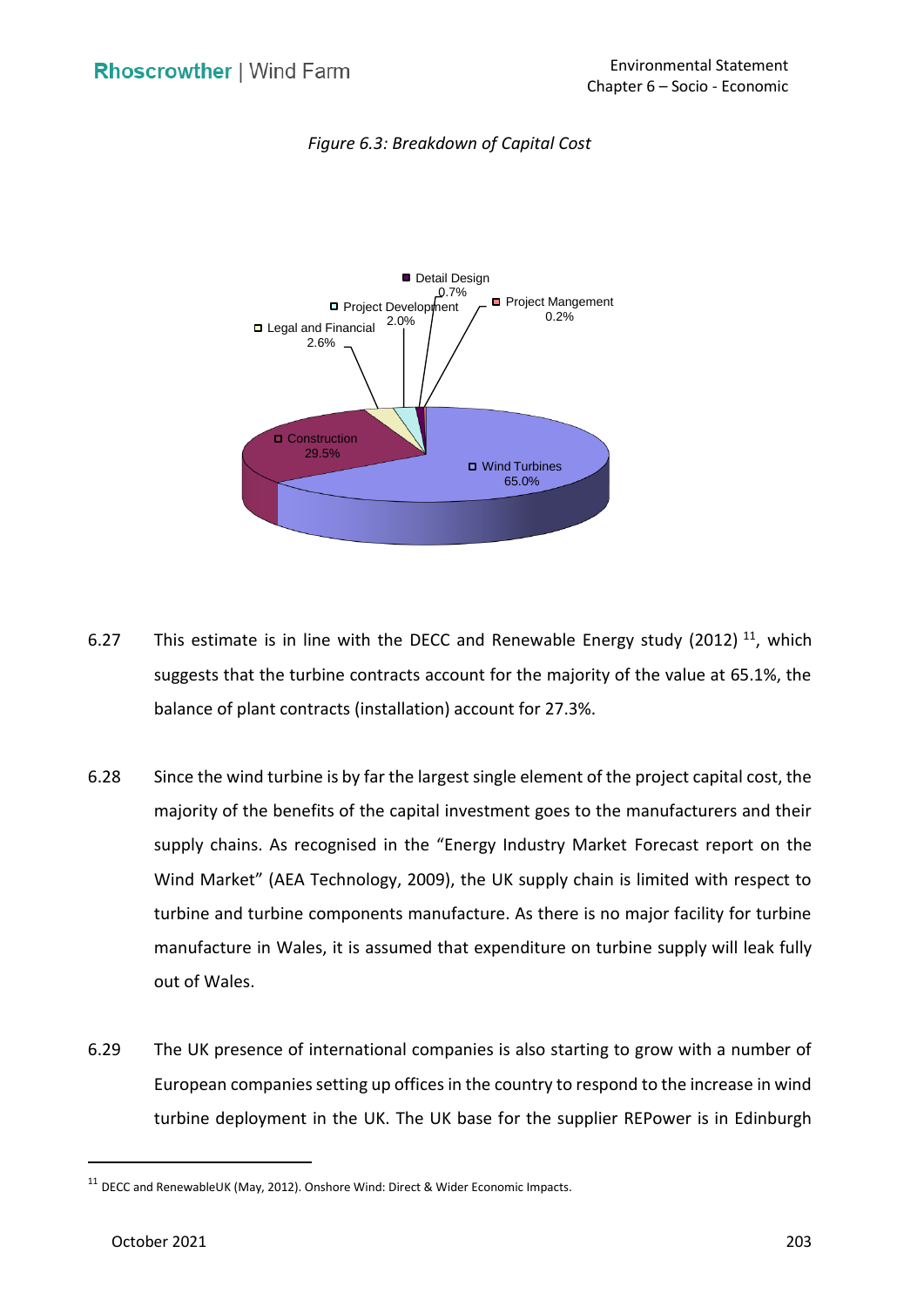*Figure 6.3: Breakdown of Capital Cost*

6.27 This estimate is in line with the DECC and Renewable Energy study (2012) [11], which suggests that the turbine contracts account for the majority of the value at 65.1%, the balance of plant contracts (installation) account for 27.3%.

6.28 Since the wind turbine is by far the largest single element of the project capital cost, the majority of the benefits of the capital investment goes to the manufacturers and their supply chains. As recognised in the "Energy Industry Market Forecast report on the Wind Market" (AEA Technology, 2009), the UK supply chain is limited with respect to turbine and turbine components manufacture. As there is no major facility for turbine manufacture in Wales, it is assumed that expenditure on turbine supply will leak fully out of Wales.

6.29 The UK presence of international companies is also starting to grow with a number of European companies setting up offices in the country to respond to the increase in wind turbine deployment in the UK. The UK base for the supplier REPower is in Edinburgh

[11] DECC and RenewableUK (May, 2012). Onshore Wind: Direct & Wider Economic Impacts.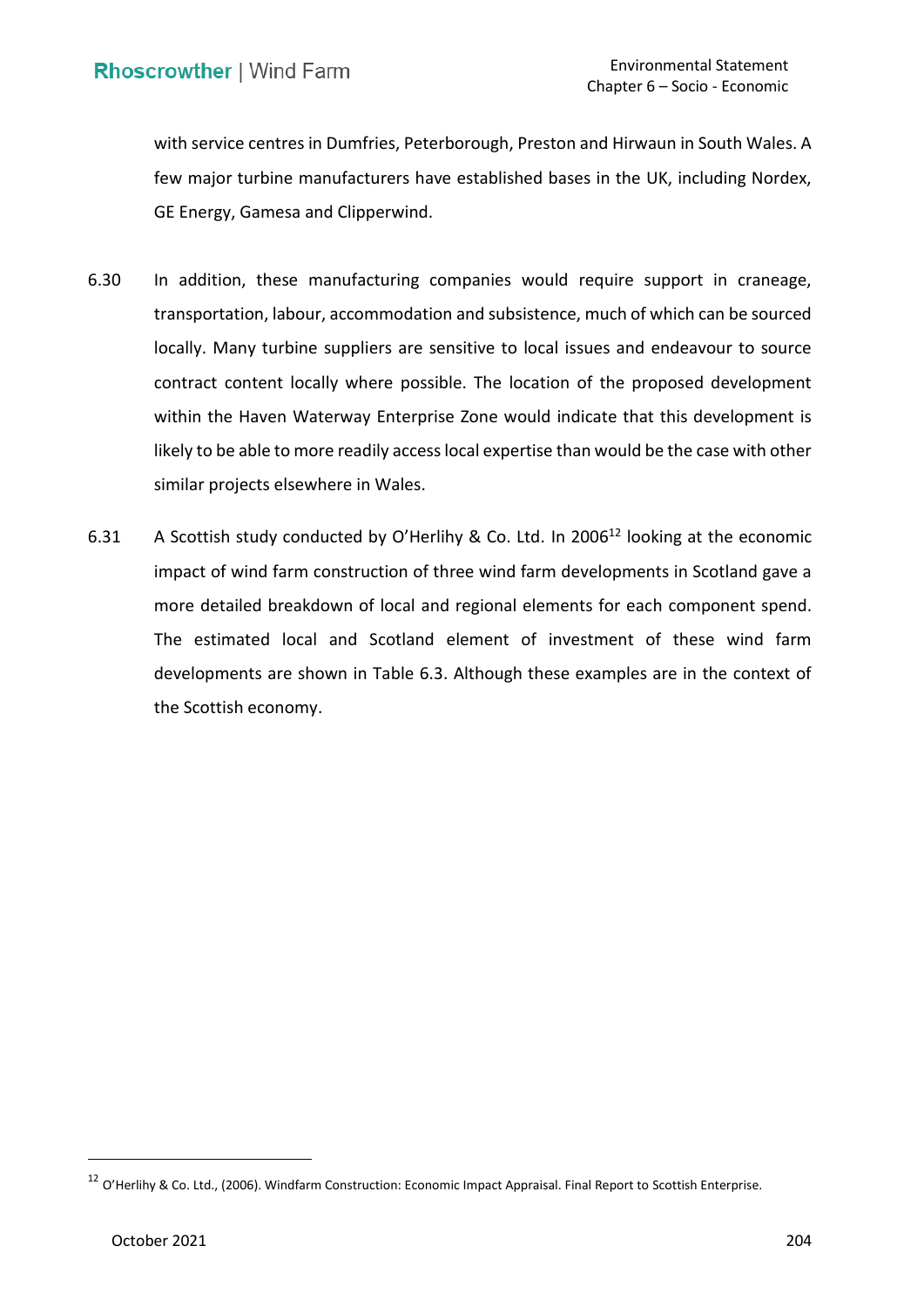with service centres in Dumfries, Peterborough, Preston and Hirwaun in South Wales. A few major turbine manufacturers have established bases in the UK, including Nordex, GE Energy, Gamesa and Clipperwind.

6.30 In addition, these manufacturing companies would require support in craneage, transportation, labour, accommodation and subsistence, much of which can be sourced locally. Many turbine suppliers are sensitive to local issues and endeavour to source contract content locally where possible. The location of the proposed development within the Haven Waterway Enterprise Zone would indicate that this development is likely to be able to more readily access local expertise than would be the case with other similar projects elsewhere in Wales.

6.31 A Scottish study conducted by O'Herlihy & Co. Ltd. In 2006[12] looking at the economic impact of wind farm construction of three wind farm developments in Scotland gave a more detailed breakdown of local and regional elements for each component spend. The estimated local and Scotland element of investment of these wind farm developments are shown in Table 6.3. Although these examples are in the context of the Scottish economy.

---

[12] O'Herlihy & Co. Ltd., (2006). Windfarm Construction: Economic Impact Appraisal. Final Report to Scottish Enterprise.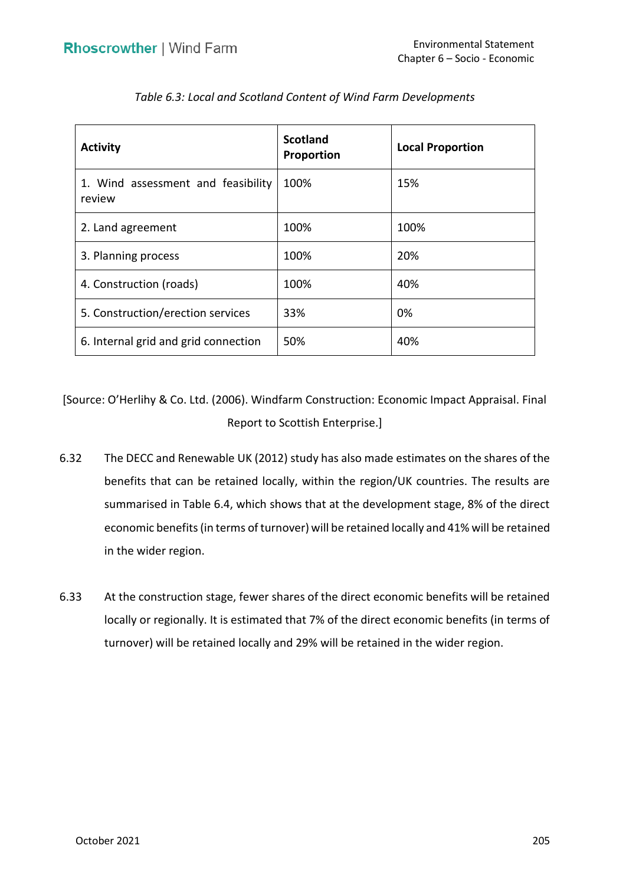*Table 6.3: Local and Scotland Content of Wind Farm Developments*

| Activity | Scotland Proportion | Local Proportion |
|---|---|---|
| 1. Wind assessment and feasibility review | 100% | 15% |
| 2. Land agreement | 100% | 100% |
| 3. Planning process | 100% | 20% |
| 4. Construction (roads) | 100% | 40% |
| 5. Construction/erection services | 33% | 0% |
| 6. Internal grid and grid connection | 50% | 40% |

[Source: O'Herlihy & Co. Ltd. (2006). Windfarm Construction: Economic Impact Appraisal. Final Report to Scottish Enterprise.]

6.32 The DECC and Renewable UK (2012) study has also made estimates on the shares of the benefits that can be retained locally, within the region/UK countries. The results are summarised in Table 6.4, which shows that at the development stage, 8% of the direct economic benefits (in terms of turnover) will be retained locally and 41% will be retained in the wider region.

6.33 At the construction stage, fewer shares of the direct economic benefits will be retained locally or regionally. It is estimated that 7% of the direct economic benefits (in terms of turnover) will be retained locally and 29% will be retained in the wider region.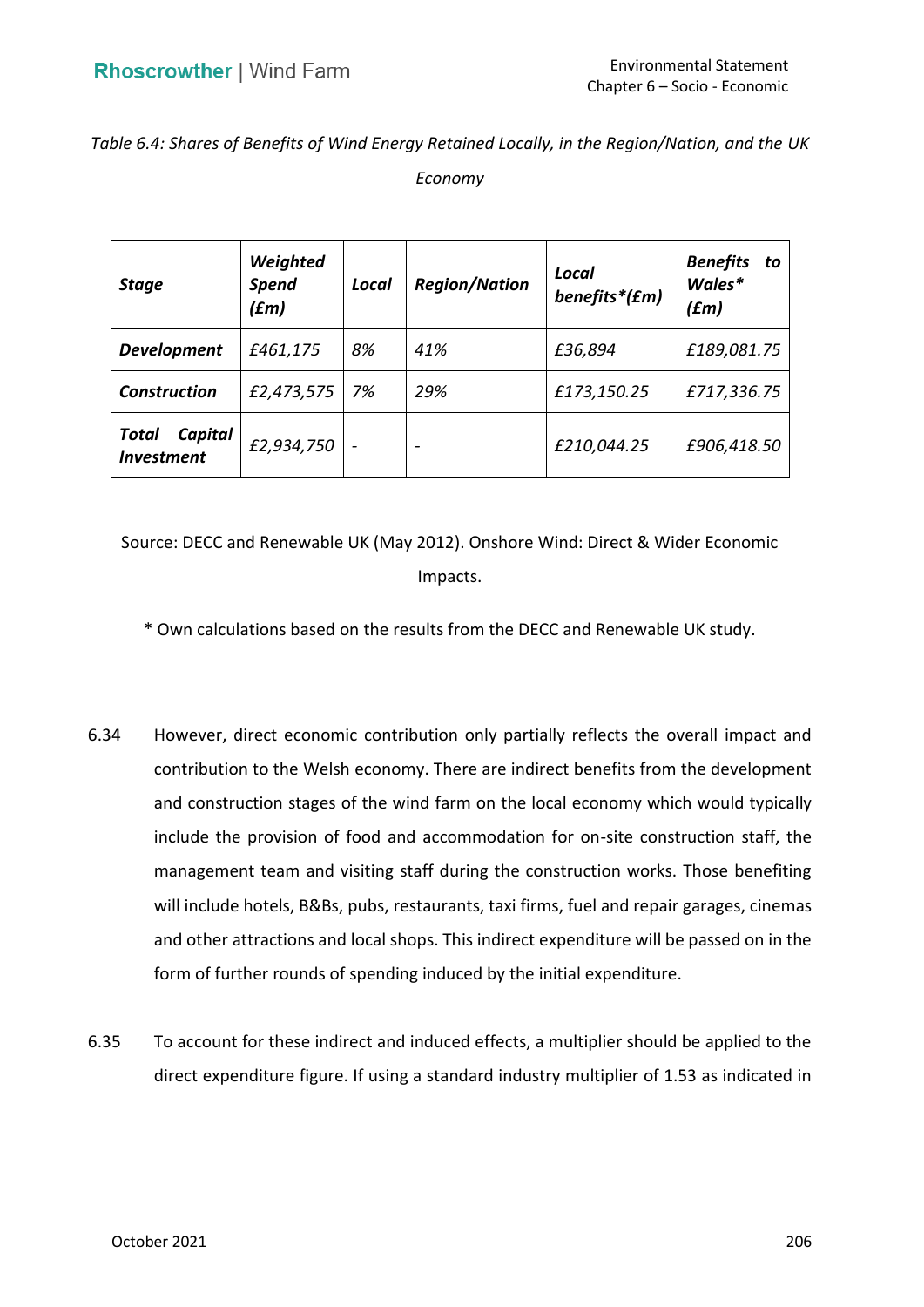*Table 6.4: Shares of Benefits of Wind Energy Retained Locally, in the Region/Nation, and the UK Economy*

| ***Stage*** | ***Weighted Spend (£m)*** | ***Local*** | ***Region/Nation*** | ***Local benefits*(£m)*** | ***Benefits to Wales* (£m)*** |
|---|---|---|---|---|---|
| ***Development*** | *£461,175* | *8%* | *41%* | *£36,894* | *£189,081.75* |
| ***Construction*** | *£2,473,575* | *7%* | *29%* | *£173,150.25* | *£717,336.75* |
| ***Total Capital Investment*** | *£2,934,750* | - | - | *£210,044.25* | *£906,418.50* |

Source: DECC and Renewable UK (May 2012). Onshore Wind: Direct & Wider Economic Impacts.

\* Own calculations based on the results from the DECC and Renewable UK study.

6.34 However, direct economic contribution only partially reflects the overall impact and contribution to the Welsh economy. There are indirect benefits from the development and construction stages of the wind farm on the local economy which would typically include the provision of food and accommodation for on-site construction staff, the management team and visiting staff during the construction works. Those benefiting will include hotels, B&Bs, pubs, restaurants, taxi firms, fuel and repair garages, cinemas and other attractions and local shops. This indirect expenditure will be passed on in the form of further rounds of spending induced by the initial expenditure.

6.35 To account for these indirect and induced effects, a multiplier should be applied to the direct expenditure figure. If using a standard industry multiplier of 1.53 as indicated in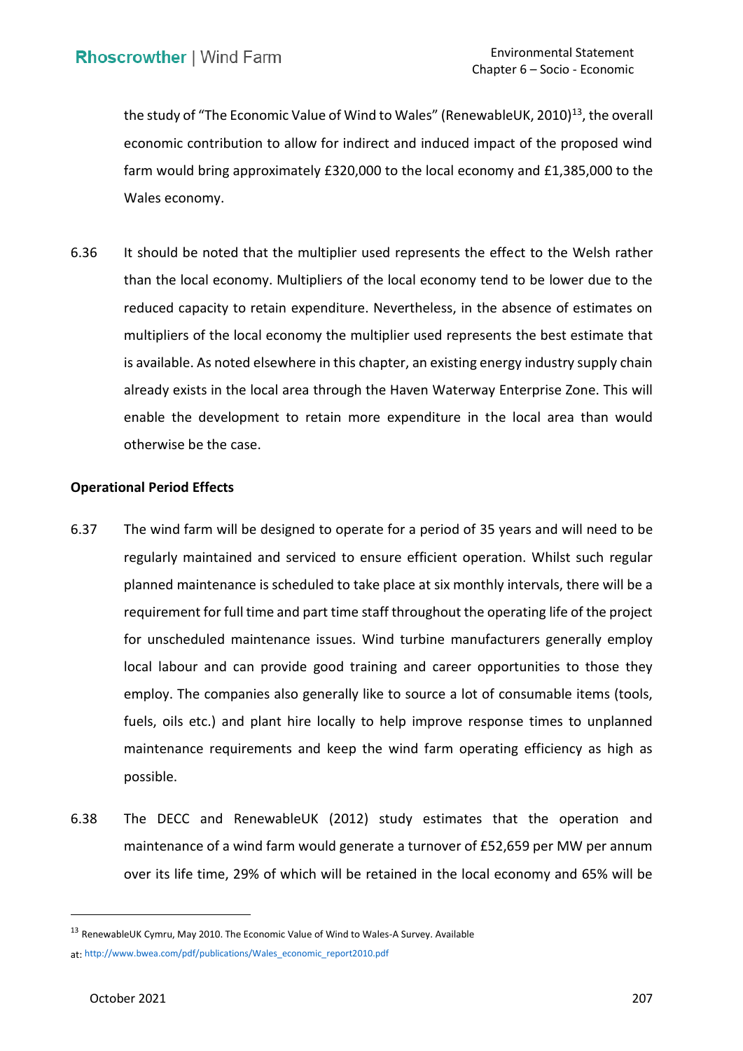the study of "The Economic Value of Wind to Wales" (RenewableUK, 2010)[13], the overall economic contribution to allow for indirect and induced impact of the proposed wind farm would bring approximately £320,000 to the local economy and £1,385,000 to the Wales economy.

6.36 It should be noted that the multiplier used represents the effect to the Welsh rather than the local economy. Multipliers of the local economy tend to be lower due to the reduced capacity to retain expenditure. Nevertheless, in the absence of estimates on multipliers of the local economy the multiplier used represents the best estimate that is available. As noted elsewhere in this chapter, an existing energy industry supply chain already exists in the local area through the Haven Waterway Enterprise Zone. This will enable the development to retain more expenditure in the local area than would otherwise be the case.

**Operational Period Effects**

6.37 The wind farm will be designed to operate for a period of 35 years and will need to be regularly maintained and serviced to ensure efficient operation. Whilst such regular planned maintenance is scheduled to take place at six monthly intervals, there will be a requirement for full time and part time staff throughout the operating life of the project for unscheduled maintenance issues. Wind turbine manufacturers generally employ local labour and can provide good training and career opportunities to those they employ. The companies also generally like to source a lot of consumable items (tools, fuels, oils etc.) and plant hire locally to help improve response times to unplanned maintenance requirements and keep the wind farm operating efficiency as high as possible.

6.38 The DECC and RenewableUK (2012) study estimates that the operation and maintenance of a wind farm would generate a turnover of £52,659 per MW per annum over its life time, 29% of which will be retained in the local economy and 65% will be

---

[13] RenewableUK Cymru, May 2010. The Economic Value of Wind to Wales-A Survey. Available at: http://www.bwea.com/pdf/publications/Wales_economic_report2010.pdf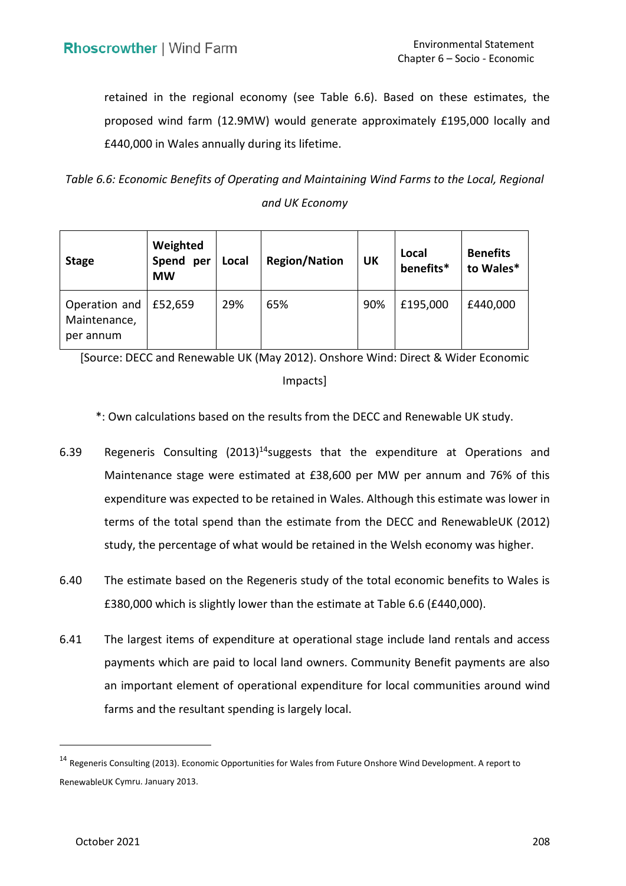retained in the regional economy (see Table 6.6). Based on these estimates, the proposed wind farm (12.9MW) would generate approximately £195,000 locally and £440,000 in Wales annually during its lifetime.

*Table 6.6: Economic Benefits of Operating and Maintaining Wind Farms to the Local, Regional and UK Economy*

| Stage | Weighted Spend per MW | Local | Region/Nation | UK | Local benefits* | Benefits to Wales* |
|---|---|---|---|---|---|---|
| Operation and Maintenance, per annum | £52,659 | 29% | 65% | 90% | £195,000 | £440,000 |

[Source: DECC and Renewable UK (May 2012). Onshore Wind: Direct & Wider Economic Impacts]

*: Own calculations based on the results from the DECC and Renewable UK study.

6.39 Regeneris Consulting (2013)[14]suggests that the expenditure at Operations and Maintenance stage were estimated at £38,600 per MW per annum and 76% of this expenditure was expected to be retained in Wales. Although this estimate was lower in terms of the total spend than the estimate from the DECC and RenewableUK (2012) study, the percentage of what would be retained in the Welsh economy was higher.

6.40 The estimate based on the Regeneris study of the total economic benefits to Wales is £380,000 which is slightly lower than the estimate at Table 6.6 (£440,000).

6.41 The largest items of expenditure at operational stage include land rentals and access payments which are paid to local land owners. Community Benefit payments are also an important element of operational expenditure for local communities around wind farms and the resultant spending is largely local.

[14] Regeneris Consulting (2013). Economic Opportunities for Wales from Future Onshore Wind Development. A report to RenewableUK Cymru. January 2013.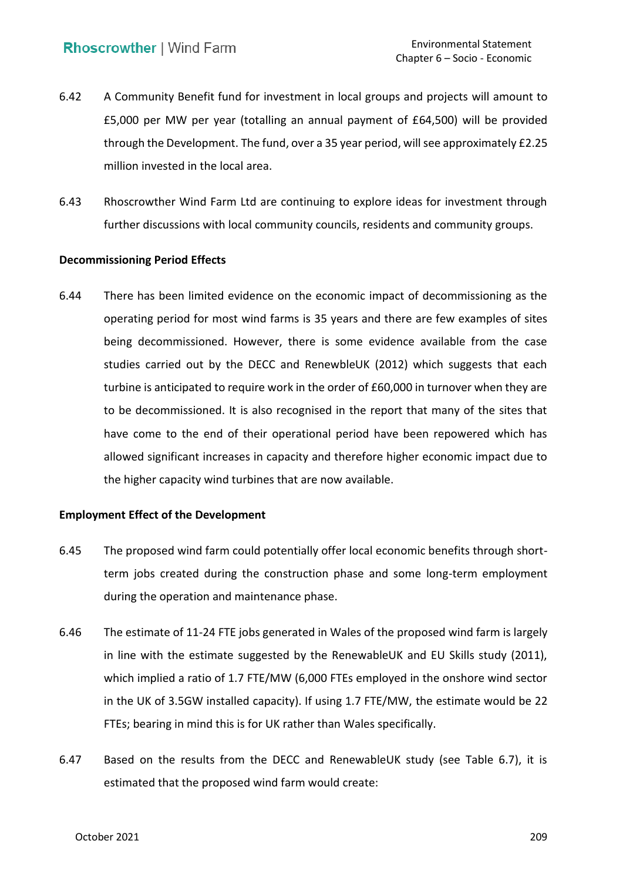6.42 A Community Benefit fund for investment in local groups and projects will amount to £5,000 per MW per year (totalling an annual payment of £64,500) will be provided through the Development. The fund, over a 35 year period, will see approximately £2.25 million invested in the local area.

6.43 Rhoscrowther Wind Farm Ltd are continuing to explore ideas for investment through further discussions with local community councils, residents and community groups.

**Decommissioning Period Effects**

6.44 There has been limited evidence on the economic impact of decommissioning as the operating period for most wind farms is 35 years and there are few examples of sites being decommissioned. However, there is some evidence available from the case studies carried out by the DECC and RenewbleUK (2012) which suggests that each turbine is anticipated to require work in the order of £60,000 in turnover when they are to be decommissioned. It is also recognised in the report that many of the sites that have come to the end of their operational period have been repowered which has allowed significant increases in capacity and therefore higher economic impact due to the higher capacity wind turbines that are now available.

**Employment Effect of the Development**

6.45 The proposed wind farm could potentially offer local economic benefits through short-term jobs created during the construction phase and some long-term employment during the operation and maintenance phase.

6.46 The estimate of 11-24 FTE jobs generated in Wales of the proposed wind farm is largely in line with the estimate suggested by the RenewableUK and EU Skills study (2011), which implied a ratio of 1.7 FTE/MW (6,000 FTEs employed in the onshore wind sector in the UK of 3.5GW installed capacity). If using 1.7 FTE/MW, the estimate would be 22 FTEs; bearing in mind this is for UK rather than Wales specifically.

6.47 Based on the results from the DECC and RenewableUK study (see Table 6.7), it is estimated that the proposed wind farm would create: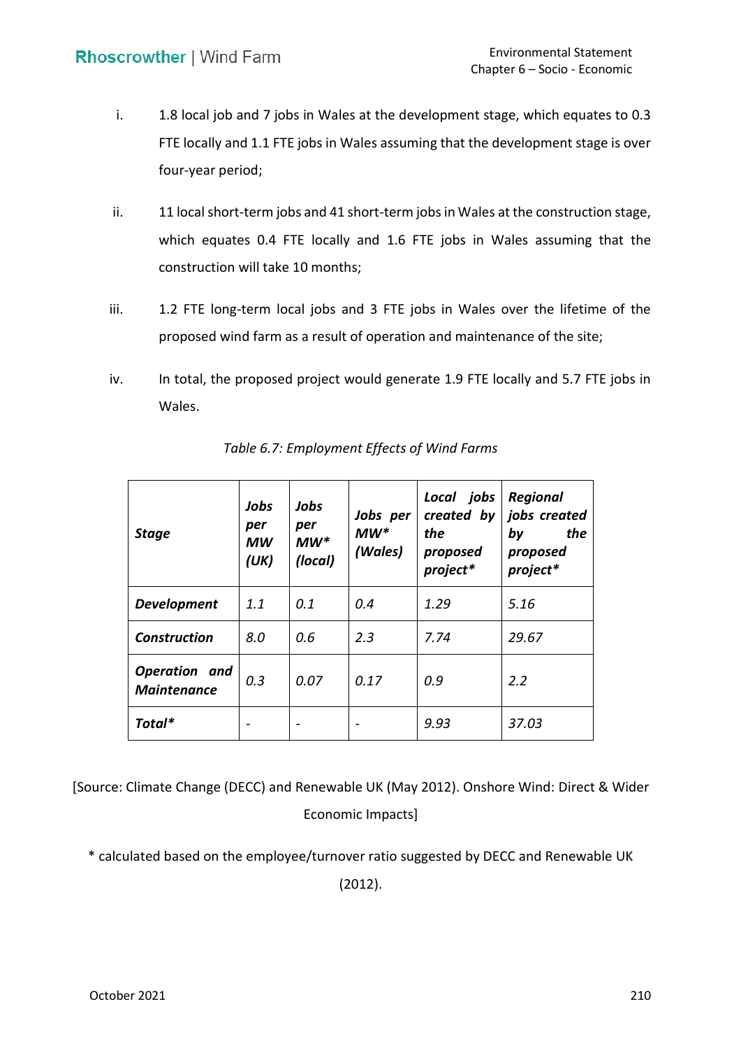i. 1.8 local job and 7 jobs in Wales at the development stage, which equates to 0.3 FTE locally and 1.1 FTE jobs in Wales assuming that the development stage is over four-year period;

ii. 11 local short-term jobs and 41 short-term jobs in Wales at the construction stage, which equates 0.4 FTE locally and 1.6 FTE jobs in Wales assuming that the construction will take 10 months;

iii. 1.2 FTE long-term local jobs and 3 FTE jobs in Wales over the lifetime of the proposed wind farm as a result of operation and maintenance of the site;

iv. In total, the proposed project would generate 1.9 FTE locally and 5.7 FTE jobs in Wales.

*Table 6.7: Employment Effects of Wind Farms*

| ***Stage*** | ***Jobs per MW (UK)*** | ***Jobs per MW\* (local)*** | ***Jobs per MW\* (Wales)*** | ***Local jobs created by the proposed project\**** | ***Regional jobs created by the proposed project\**** |
|---|---|---|---|---|---|
| ***Development*** | *1.1* | *0.1* | *0.4* | *1.29* | *5.16* |
| ***Construction*** | *8.0* | *0.6* | *2.3* | *7.74* | *29.67* |
| ***Operation and Maintenance*** | *0.3* | *0.07* | *0.17* | *0.9* | *2.2* |
| ***Total\**** | - | - | - | *9.93* | *37.03* |

[Source: Climate Change (DECC) and Renewable UK (May 2012). Onshore Wind: Direct & Wider Economic Impacts]

* calculated based on the employee/turnover ratio suggested by DECC and Renewable UK (2012).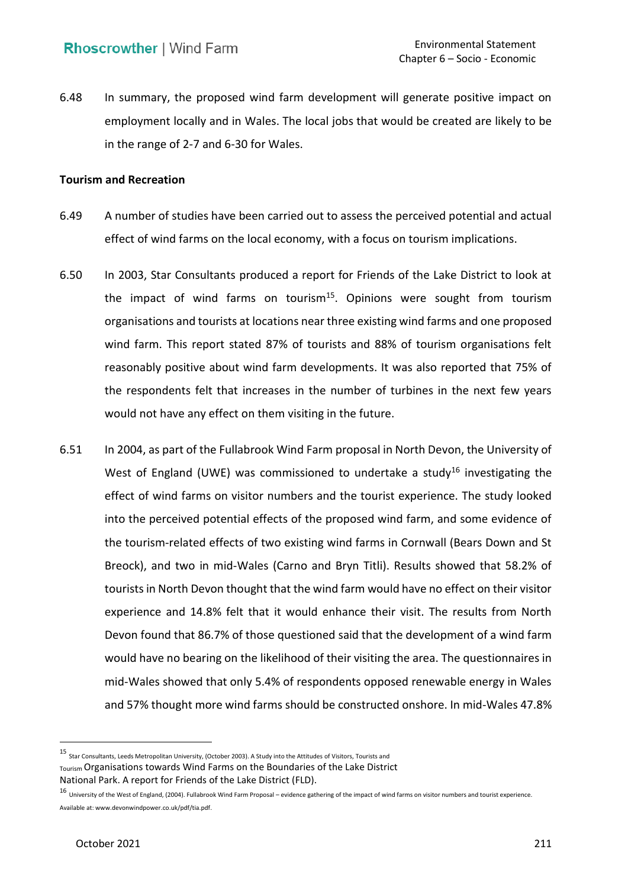6.48 In summary, the proposed wind farm development will generate positive impact on employment locally and in Wales. The local jobs that would be created are likely to be in the range of 2-7 and 6-30 for Wales.

**Tourism and Recreation**

6.49 A number of studies have been carried out to assess the perceived potential and actual effect of wind farms on the local economy, with a focus on tourism implications.

6.50 In 2003, Star Consultants produced a report for Friends of the Lake District to look at the impact of wind farms on tourism[15]. Opinions were sought from tourism organisations and tourists at locations near three existing wind farms and one proposed wind farm. This report stated 87% of tourists and 88% of tourism organisations felt reasonably positive about wind farm developments. It was also reported that 75% of the respondents felt that increases in the number of turbines in the next few years would not have any effect on them visiting in the future.

6.51 In 2004, as part of the Fullabrook Wind Farm proposal in North Devon, the University of West of England (UWE) was commissioned to undertake a study[16] investigating the effect of wind farms on visitor numbers and the tourist experience. The study looked into the perceived potential effects of the proposed wind farm, and some evidence of the tourism-related effects of two existing wind farms in Cornwall (Bears Down and St Breock), and two in mid-Wales (Carno and Bryn Titli). Results showed that 58.2% of tourists in North Devon thought that the wind farm would have no effect on their visitor experience and 14.8% felt that it would enhance their visit. The results from North Devon found that 86.7% of those questioned said that the development of a wind farm would have no bearing on the likelihood of their visiting the area. The questionnaires in mid-Wales showed that only 5.4% of respondents opposed renewable energy in Wales and 57% thought more wind farms should be constructed onshore. In mid-Wales 47.8%

---

[15] Star Consultants, Leeds Metropolitan University, (October 2003). A Study into the Attitudes of Visitors, Tourists and Tourism Organisations towards Wind Farms on the Boundaries of the Lake District National Park. A report for Friends of the Lake District (FLD).

[16] University of the West of England, (2004). Fullabrook Wind Farm Proposal – evidence gathering of the impact of wind farms on visitor numbers and tourist experience. Available at: www.devonwindpower.co.uk/pdf/tia.pdf.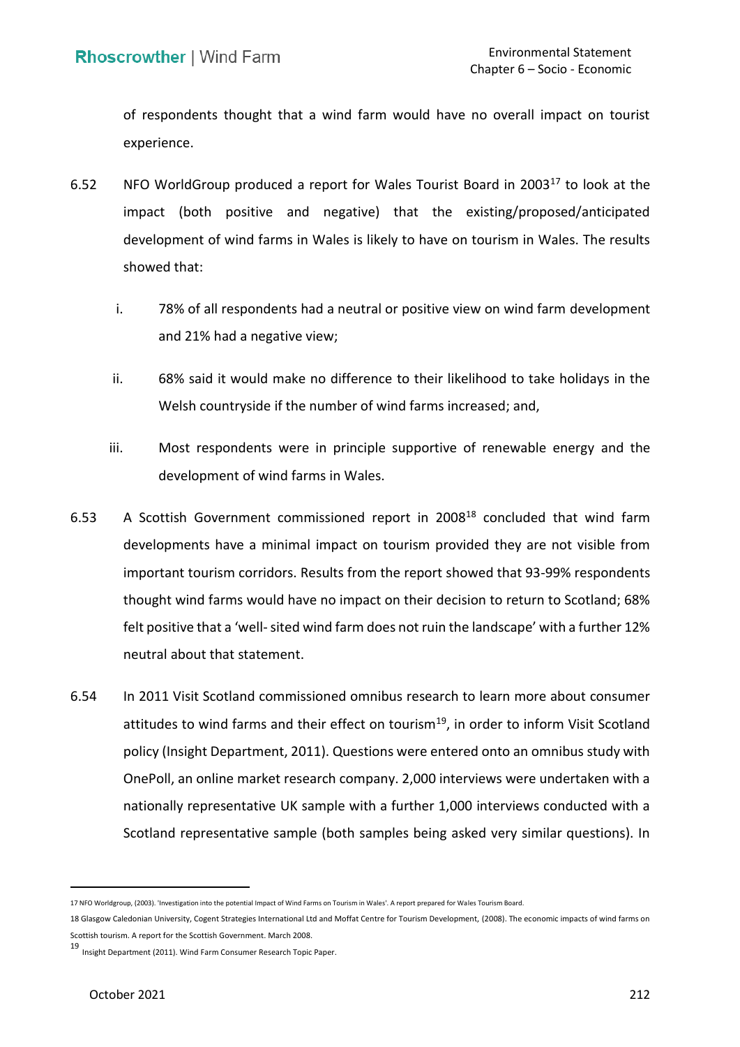of respondents thought that a wind farm would have no overall impact on tourist experience.

6.52 NFO WorldGroup produced a report for Wales Tourist Board in 2003[17] to look at the impact (both positive and negative) that the existing/proposed/anticipated development of wind farms in Wales is likely to have on tourism in Wales. The results showed that:

i. 78% of all respondents had a neutral or positive view on wind farm development and 21% had a negative view;

ii. 68% said it would make no difference to their likelihood to take holidays in the Welsh countryside if the number of wind farms increased; and,

iii. Most respondents were in principle supportive of renewable energy and the development of wind farms in Wales.

6.53 A Scottish Government commissioned report in 2008[18] concluded that wind farm developments have a minimal impact on tourism provided they are not visible from important tourism corridors. Results from the report showed that 93-99% respondents thought wind farms would have no impact on their decision to return to Scotland; 68% felt positive that a 'well- sited wind farm does not ruin the landscape' with a further 12% neutral about that statement.

6.54 In 2011 Visit Scotland commissioned omnibus research to learn more about consumer attitudes to wind farms and their effect on tourism[19], in order to inform Visit Scotland policy (Insight Department, 2011). Questions were entered onto an omnibus study with OnePoll, an online market research company. 2,000 interviews were undertaken with a nationally representative UK sample with a further 1,000 interviews conducted with a Scotland representative sample (both samples being asked very similar questions). In

---

17 NFO Worldgroup, (2003). 'Investigation into the potential Impact of Wind Farms on Tourism in Wales'. A report prepared for Wales Tourism Board.

18 Glasgow Caledonian University, Cogent Strategies International Ltd and Moffat Centre for Tourism Development, (2008). The economic impacts of wind farms on Scottish tourism. A report for the Scottish Government. March 2008.

19 Insight Department (2011). Wind Farm Consumer Research Topic Paper.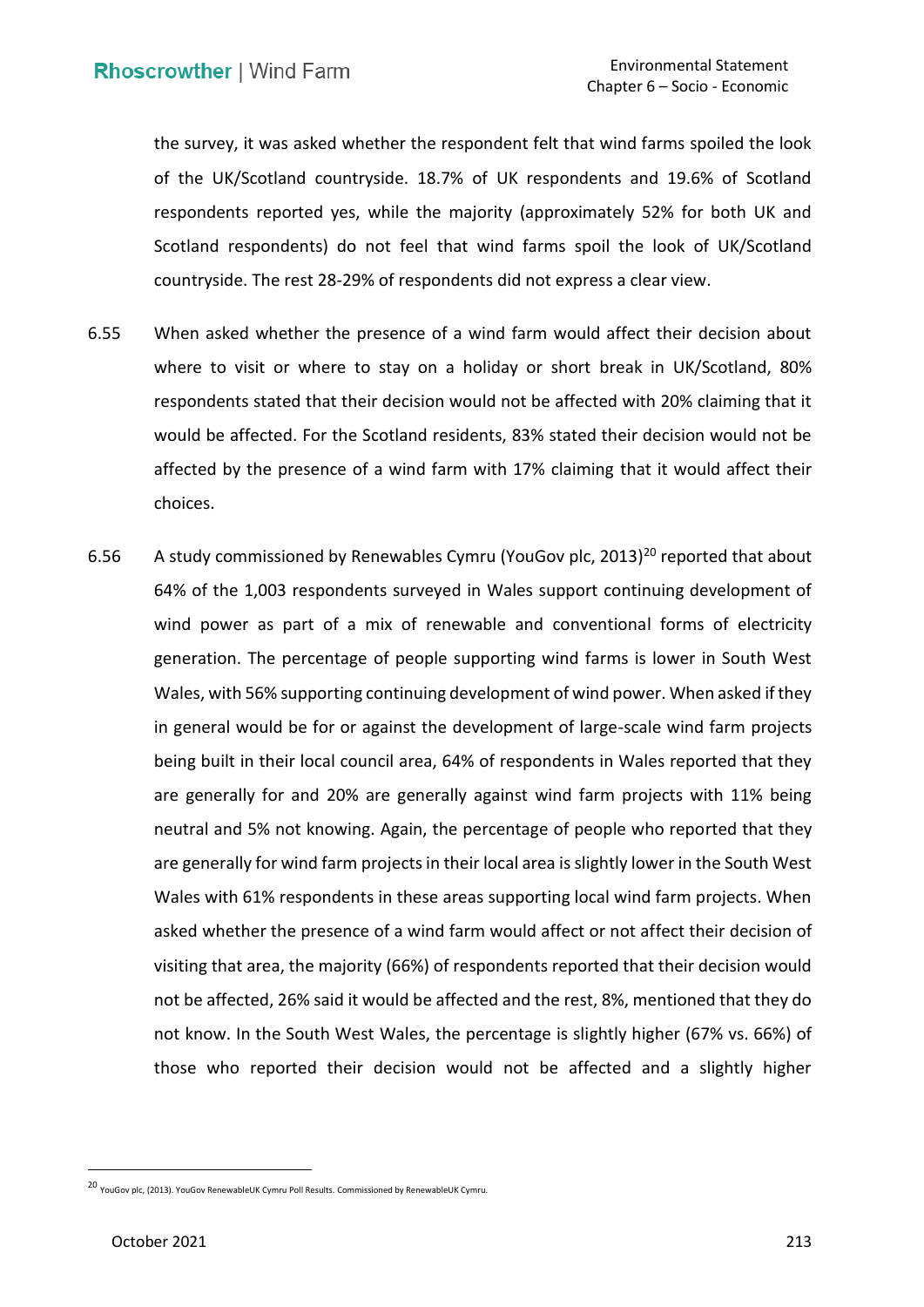the survey, it was asked whether the respondent felt that wind farms spoiled the look of the UK/Scotland countryside. 18.7% of UK respondents and 19.6% of Scotland respondents reported yes, while the majority (approximately 52% for both UK and Scotland respondents) do not feel that wind farms spoil the look of UK/Scotland countryside. The rest 28-29% of respondents did not express a clear view.

6.55 When asked whether the presence of a wind farm would affect their decision about where to visit or where to stay on a holiday or short break in UK/Scotland, 80% respondents stated that their decision would not be affected with 20% claiming that it would be affected. For the Scotland residents, 83% stated their decision would not be affected by the presence of a wind farm with 17% claiming that it would affect their choices.

6.56 A study commissioned by Renewables Cymru (YouGov plc, 2013)[20] reported that about 64% of the 1,003 respondents surveyed in Wales support continuing development of wind power as part of a mix of renewable and conventional forms of electricity generation. The percentage of people supporting wind farms is lower in South West Wales, with 56% supporting continuing development of wind power. When asked if they in general would be for or against the development of large-scale wind farm projects being built in their local council area, 64% of respondents in Wales reported that they are generally for and 20% are generally against wind farm projects with 11% being neutral and 5% not knowing. Again, the percentage of people who reported that they are generally for wind farm projects in their local area is slightly lower in the South West Wales with 61% respondents in these areas supporting local wind farm projects. When asked whether the presence of a wind farm would affect or not affect their decision of visiting that area, the majority (66%) of respondents reported that their decision would not be affected, 26% said it would be affected and the rest, 8%, mentioned that they do not know. In the South West Wales, the percentage is slightly higher (67% vs. 66%) of those who reported their decision would not be affected and a slightly higher

[20] YouGov plc, (2013). YouGov RenewableUK Cymru Poll Results. Commissioned by RenewableUK Cymru.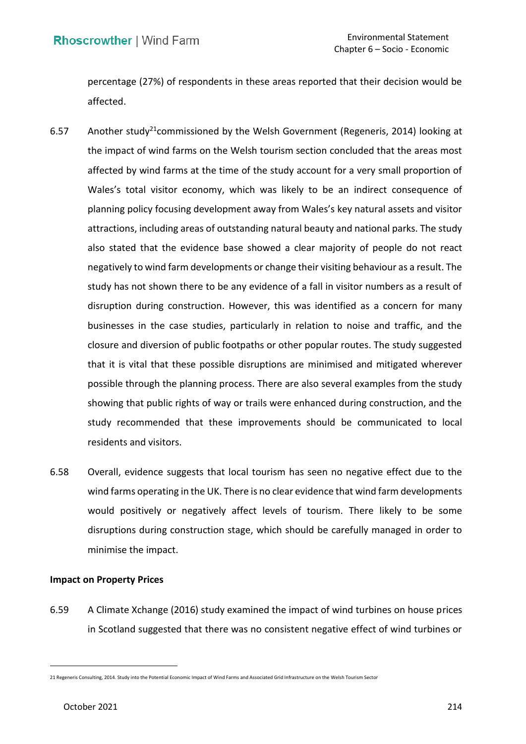percentage (27%) of respondents in these areas reported that their decision would be affected.

6.57 Another study[21] commissioned by the Welsh Government (Regeneris, 2014) looking at the impact of wind farms on the Welsh tourism section concluded that the areas most affected by wind farms at the time of the study account for a very small proportion of Wales's total visitor economy, which was likely to be an indirect consequence of planning policy focusing development away from Wales's key natural assets and visitor attractions, including areas of outstanding natural beauty and national parks. The study also stated that the evidence base showed a clear majority of people do not react negatively to wind farm developments or change their visiting behaviour as a result. The study has not shown there to be any evidence of a fall in visitor numbers as a result of disruption during construction. However, this was identified as a concern for many businesses in the case studies, particularly in relation to noise and traffic, and the closure and diversion of public footpaths or other popular routes. The study suggested that it is vital that these possible disruptions are minimised and mitigated wherever possible through the planning process. There are also several examples from the study showing that public rights of way or trails were enhanced during construction, and the study recommended that these improvements should be communicated to local residents and visitors.

6.58 Overall, evidence suggests that local tourism has seen no negative effect due to the wind farms operating in the UK. There is no clear evidence that wind farm developments would positively or negatively affect levels of tourism. There likely to be some disruptions during construction stage, which should be carefully managed in order to minimise the impact.

**Impact on Property Prices**

6.59 A Climate Xchange (2016) study examined the impact of wind turbines on house prices in Scotland suggested that there was no consistent negative effect of wind turbines or

---

21 Regeneris Consulting, 2014. Study into the Potential Economic Impact of Wind Farms and Associated Grid Infrastructure on the Welsh Tourism Sector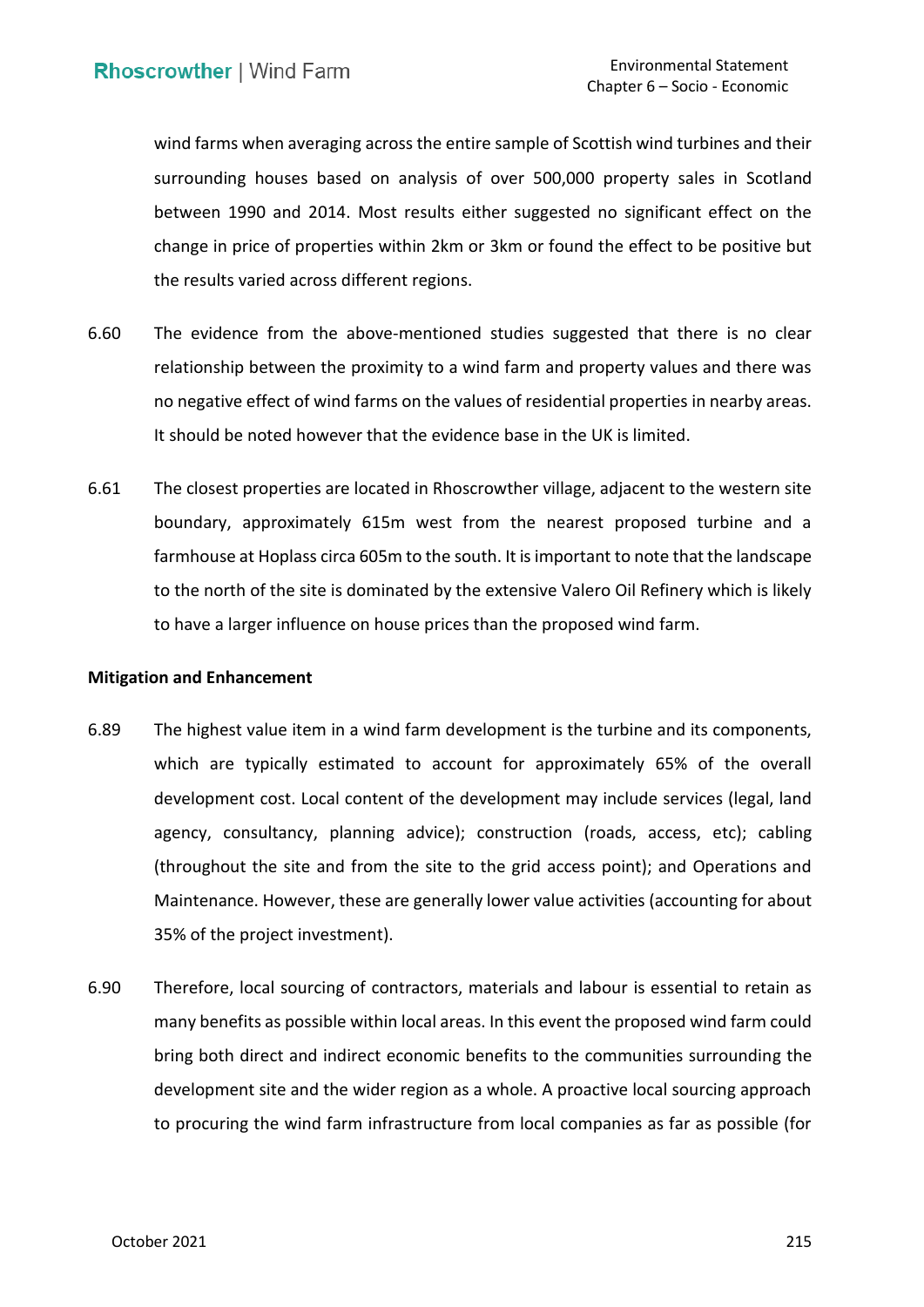wind farms when averaging across the entire sample of Scottish wind turbines and their surrounding houses based on analysis of over 500,000 property sales in Scotland between 1990 and 2014. Most results either suggested no significant effect on the change in price of properties within 2km or 3km or found the effect to be positive but the results varied across different regions.

6.60 The evidence from the above-mentioned studies suggested that there is no clear relationship between the proximity to a wind farm and property values and there was no negative effect of wind farms on the values of residential properties in nearby areas. It should be noted however that the evidence base in the UK is limited.

6.61 The closest properties are located in Rhoscrowther village, adjacent to the western site boundary, approximately 615m west from the nearest proposed turbine and a farmhouse at Hoplass circa 605m to the south. It is important to note that the landscape to the north of the site is dominated by the extensive Valero Oil Refinery which is likely to have a larger influence on house prices than the proposed wind farm.

**Mitigation and Enhancement**

6.89 The highest value item in a wind farm development is the turbine and its components, which are typically estimated to account for approximately 65% of the overall development cost. Local content of the development may include services (legal, land agency, consultancy, planning advice); construction (roads, access, etc); cabling (throughout the site and from the site to the grid access point); and Operations and Maintenance. However, these are generally lower value activities (accounting for about 35% of the project investment).

6.90 Therefore, local sourcing of contractors, materials and labour is essential to retain as many benefits as possible within local areas. In this event the proposed wind farm could bring both direct and indirect economic benefits to the communities surrounding the development site and the wider region as a whole. A proactive local sourcing approach to procuring the wind farm infrastructure from local companies as far as possible (for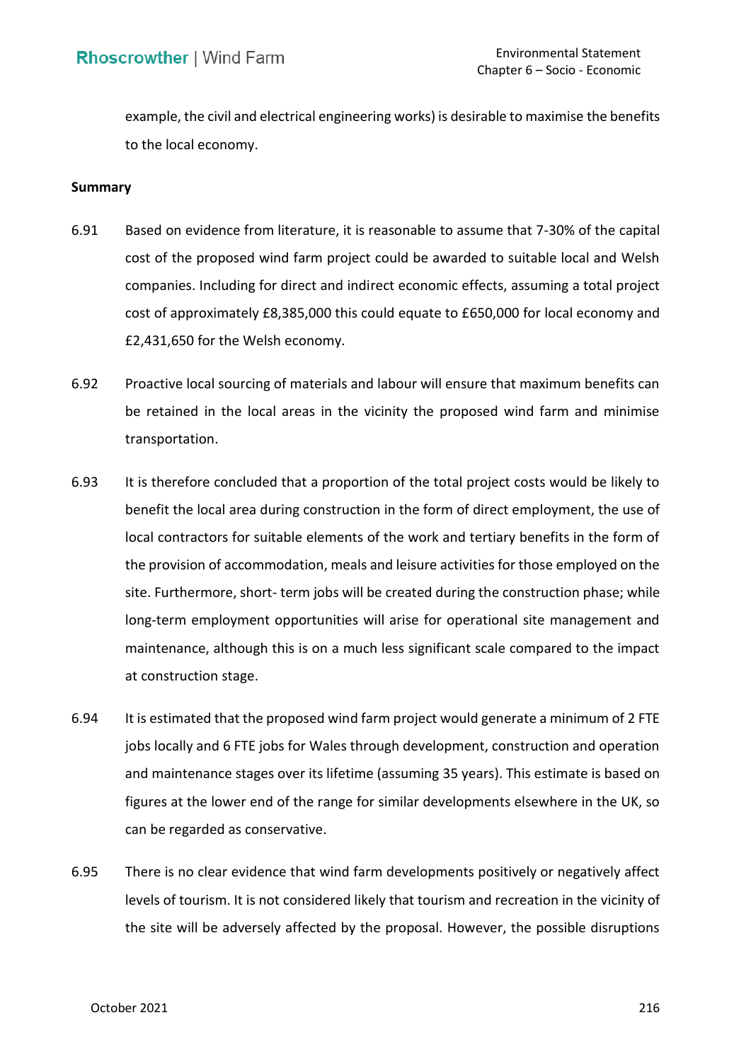example, the civil and electrical engineering works) is desirable to maximise the benefits to the local economy.

**Summary**

6.91 Based on evidence from literature, it is reasonable to assume that 7-30% of the capital cost of the proposed wind farm project could be awarded to suitable local and Welsh companies. Including for direct and indirect economic effects, assuming a total project cost of approximately £8,385,000 this could equate to £650,000 for local economy and £2,431,650 for the Welsh economy.

6.92 Proactive local sourcing of materials and labour will ensure that maximum benefits can be retained in the local areas in the vicinity the proposed wind farm and minimise transportation.

6.93 It is therefore concluded that a proportion of the total project costs would be likely to benefit the local area during construction in the form of direct employment, the use of local contractors for suitable elements of the work and tertiary benefits in the form of the provision of accommodation, meals and leisure activities for those employed on the site. Furthermore, short- term jobs will be created during the construction phase; while long-term employment opportunities will arise for operational site management and maintenance, although this is on a much less significant scale compared to the impact at construction stage.

6.94 It is estimated that the proposed wind farm project would generate a minimum of 2 FTE jobs locally and 6 FTE jobs for Wales through development, construction and operation and maintenance stages over its lifetime (assuming 35 years). This estimate is based on figures at the lower end of the range for similar developments elsewhere in the UK, so can be regarded as conservative.

6.95 There is no clear evidence that wind farm developments positively or negatively affect levels of tourism. It is not considered likely that tourism and recreation in the vicinity of the site will be adversely affected by the proposal. However, the possible disruptions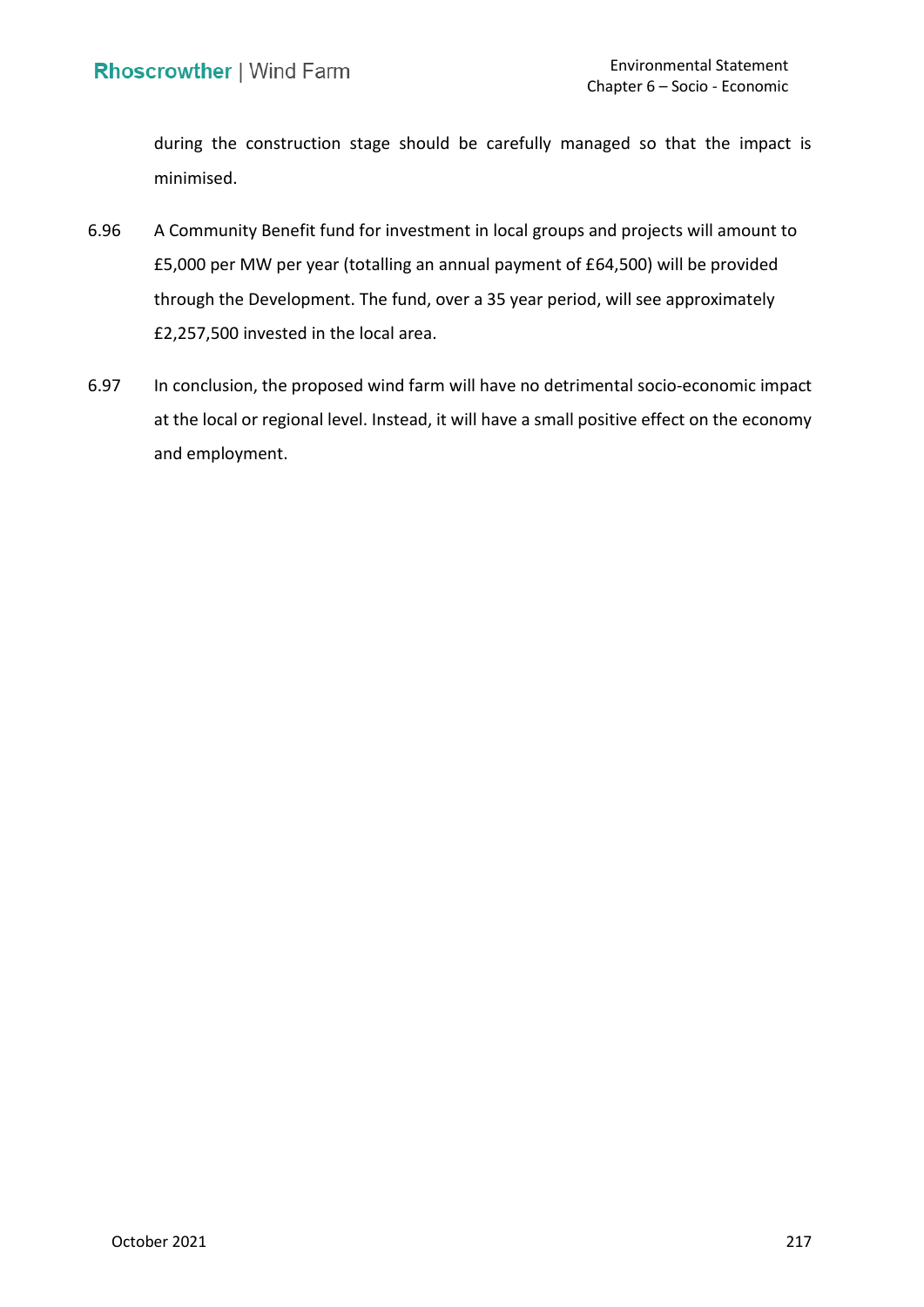during the construction stage should be carefully managed so that the impact is minimised.

6.96 A Community Benefit fund for investment in local groups and projects will amount to £5,000 per MW per year (totalling an annual payment of £64,500) will be provided through the Development. The fund, over a 35 year period, will see approximately £2,257,500 invested in the local area.

6.97 In conclusion, the proposed wind farm will have no detrimental socio-economic impact at the local or regional level. Instead, it will have a small positive effect on the economy and employment.